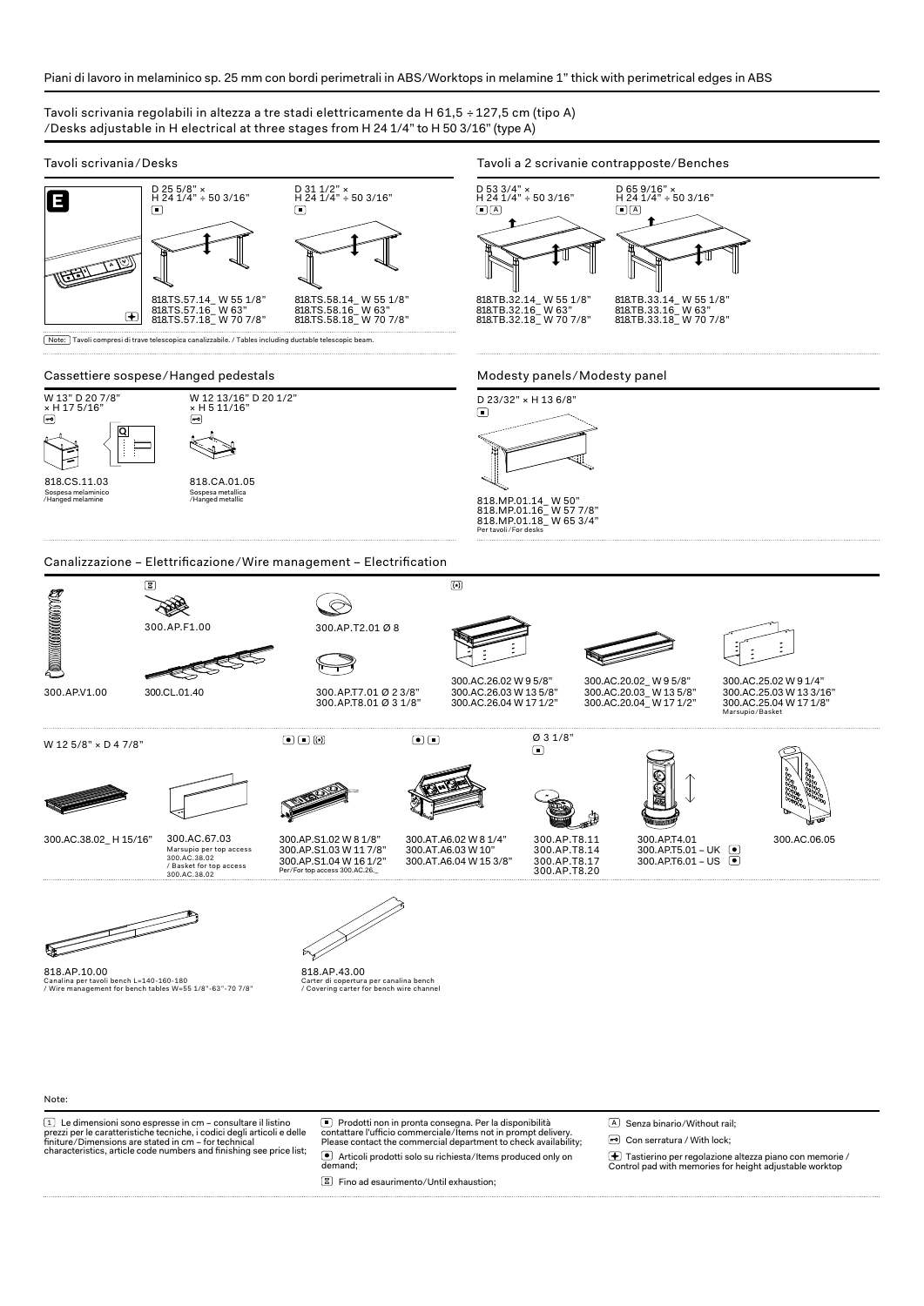Piani di lavoro in melaminico sp. 25 mm con bordi perimetrali in ABS/Worktops in melamine 1" thick with perimetrical edges in ABS

Tavoli scrivania regolabili in altezza a tre stadi elettricamente da H 61,5 ÷ 127,5 cm (tipo A)
/Desks adjustable in H electrical at three stages from H 24 1/4" to H 50 3/16" (type A)

## Tavoli scrivania/Desks

**E**

D 25 5/8" × H 24 1/4" ÷ 50 3/16"

818.TS.57.14_ W 55 1/8"
818.TS.57.16_ W 63"
818.TS.57.18_ W 70 7/8"

D 31 1/2" × H 24 1/4" ÷ 50 3/16"

818.TS.58.14_ W 55 1/8"
818.TS.58.16_ W 63"
818.TS.58.18_ W 70 7/8"

Note: Tavoli compresi di trave telescopica canalizzabile. / Tables including ductable telescopic beam.

## Tavoli a 2 scrivanie contrapposte/Benches

D 53 3/4" × H 24 1/4" ÷ 50 3/16"

818.TB.32.14_ W 55 1/8"
818.TB.32.16_ W 63"
818.TB.32.18_ W 70 7/8"

D 65 9/16" × H 24 1/4" ÷ 50 3/16"

818.TB.33.14_ W 55 1/8"
818.TB.33.16_ W 63"
818.TB.33.18_ W 70 7/8"

## Cassettiere sospese/Hanged pedestals

W 13" D 20 7/8" × H 17 5/16"

818.CS.11.03
Sospesa melaminico /Hanged melamine

W 12 13/16" D 20 1/2" × H 5 11/16"

818.CA.01.05
Sospesa metallica /Hanged metallic

## Modesty panels/Modesty panel

D 23/32" × H 13 6/8"

818.MP.01.14_ W 50"
818.MP.01.16_ W 57 7/8"
818.MP.01.18_ W 65 3/4"
Per tavoli/For desks

## Canalizzazione – Elettrificazione/Wire management – Electrification

300.AP.V1.00

300.AP.F1.00

300.CL.01.40

300.AP.T2.01 Ø 8

300.AP.T7.01 Ø 2 3/8"
300.AP.T8.01 Ø 3 1/8"

300.AC.26.02 W 9 5/8"
300.AC.26.03 W 13 5/8"
300.AC.26.04 W 17 1/2"

300.AC.20.02_ W 9 5/8"
300.AC.20.03_ W 13 5/8"
300.AC.20.04_ W 17 1/2"

300.AC.25.02 W 9 1/4"
300.AC.25.03 W 13 3/16"
300.AC.25.04 W 17 1/8"
Marsupio/Basket

W 12 5/8" × D 4 7/8"

300.AC.38.02_ H 15/16"

300.AC.67.03
Marsupio per top access 300.AC.38.02 / Basket for top access 300.AC.38.02

300.AP.S1.02 W 8 1/8"
300.AP.S1.03 W 11 7/8"
300.AP.S1.04 W 16 1/2"
Per/For top access 300.AC.26._

300.AT.A6.02 W 8 1/4"
300.AT.A6.03 W 10"
300.AT.A6.04 W 15 3/8"

Ø 3 1/8"

300.AP.T8.11
300.AP.T8.14
300.AP.T8.17
300.AP.T8.20

300.AP.T4.01
300.AP.T5.01 – UK
300.AP.T6.01 – US

300.AC.06.05

818.AP.10.00
Canalina per tavoli bench L=140-160-180 / Wire management for bench tables W=55 1/8"-63"-70 7/8"

818.AP.43.00
Carter di copertura per canalina bench / Covering carter for bench wire channel

Note:

- Le dimensioni sono espresse in cm – consultare il listino prezzi per le caratteristiche tecniche, i codici degli articoli e delle finiture/Dimensions are stated in cm – for technical characteristics, article code numbers and finishing see price list;
- Prodotti non in pronta consegna. Per la disponibilità contattare l'ufficio commerciale/Items not in prompt delivery. Please contact the commercial department to check availability;
- Articoli prodotti solo su richiesta/Items produced only on demand;
- Fino ad esaurimento/Until exhaustion;
- A Senza binario/Without rail;
- Con serratura / With lock;
- Tastierino per regolazione altezza piano con memorie / Control pad with memories for height adjustable worktop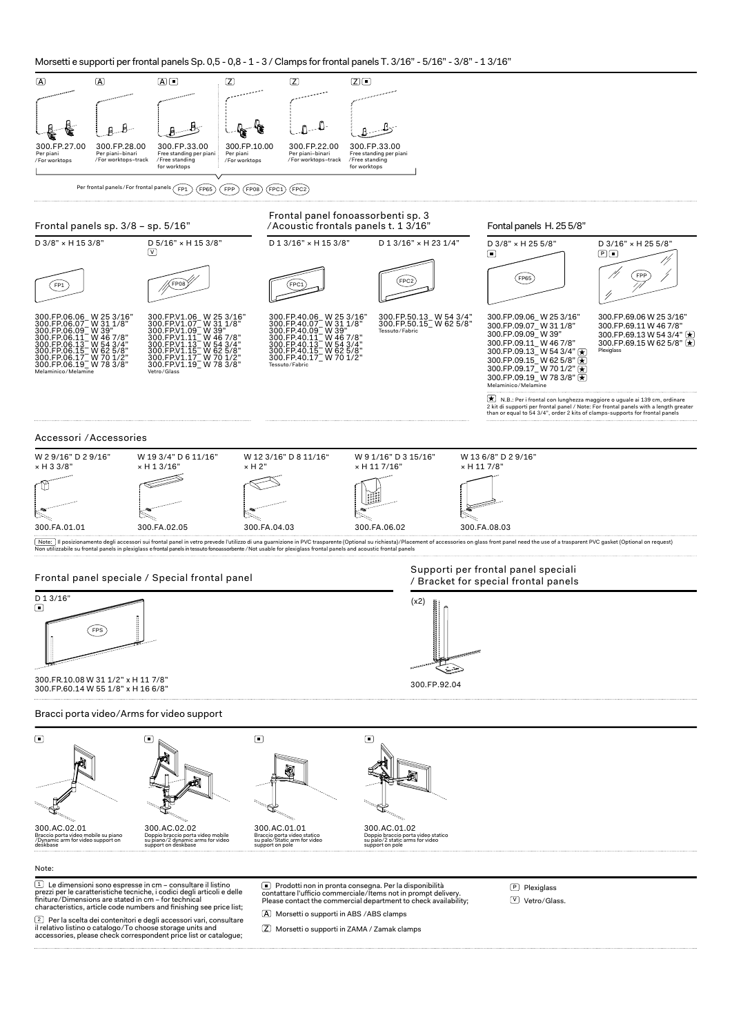## Morsetti e supporti per frontal panels Sp. 0,5 - 0,8 - 1 - 3 / Clamps for frontal panels T. 3/16" - 5/16" - 3/8" - 1 3/16"

A — 300.FP.27.00 Per piani /For worktops

A — 300.FP.28.00 Per piani–binari /For worktops–track

A ■ — 300.FP.33.00 Free standing per piani /Free standing for worktops

Z — 300.FP.10.00 Per piani /For worktops

Z — 300.FP.22.00 Per piani–binari /For worktops–track

Z ■ — 300.FP.33.00 Free standing per piani /Free standing for worktops

Per frontal panels / For frontal panels FP1 FP65 FPP FP08 FPC1 FPC2

### Frontal panels sp. 3/8 – sp. 5/16"

D 3/8" × H 15 3/8"

FP1

300.FP.06.06_ W 25 3/16"
300.FP.06.07_ W 31 1/8"
300.FP.06.09_ W 39"
300.FP.06.11_ W 46 7/8"
300.FP.06.13_ W 54 3/4"
300.FP.06.15_ W 62 5/8"
300.FP.06.17_ W 70 1/2"
300.FP.06.19_ W 78 3/8"
Melaminico/Melamine

D 5/16" × H 15 3/8" V

FP08

300.FP.V1.06_ W 25 3/16"
300.FP.V1.07_ W 31 1/8"
300.FP.V1.09_ W 39"
300.FP.V1.11_ W 46 7/8"
300.FP.V1.13_ W 54 3/4"
300.FP.V1.15_ W 62 5/8"
300.FP.V1.17_ W 70 1/2"
300.FP.V1.19_ W 78 3/8"
Vetro/Glass

### Frontal panel fonoassorbenti sp. 3 /Acoustic frontals panels t. 1 3/16"

D 1 3/16" × H 15 3/8"

FPC1

300.FP.40.06_ W 25 3/16"
300.FP.40.07_ W 31 1/8"
300.FP.40.09_ W 39"
300.FP.40.11_ W 46 7/8"
300.FP.40.13_ W 54 3/4"
300.FP.40.15_ W 62 5/8"
300.FP.40.17_ W 70 1/2"
Tessuto/Fabric

D 1 3/16" × H 23 1/4"

FPC2

300.FP.50.13_ W 54 3/4"
300.FP.50.15_ W 62 5/8"
Tessuto/Fabric

### Fontal panels H. 25 5/8"

D 3/8" × H 25 5/8" ■

FP65

300.FP.09.06_ W 25 3/16"
300.FP.09.07_ W 31 1/8"
300.FP.09.09_ W 39"
300.FP.09.11_ W 46 7/8"
300.FP.09.13_ W 54 3/4" ★
300.FP.09.15_ W 62 5/8" ★
300.FP.09.17_ W 70 1/2" ★
300.FP.09.19_ W 78 3/8" ★
Melaminico/Melamine

D 3/16" × H 25 5/8" P ■

FPP

300.FP.69.06 W 25 3/16"
300.FP.69.11 W 46 7/8"
300.FP.69.13 W 54 3/4" ★
300.FP.69.15 W 62 5/8" ★
Plexiglass

★ N.B.: Per i frontal con lunghezza maggiore o uguale ai 139 cm, ordinare 2 kit di supporti per frontal panel / Note: For frontal panels with a length greater than or equal to 54 3/4", order 2 kits of clamps-supports for frontal panels

## Accessori /Accessories

W 2 9/16" D 2 9/16" × H 3 3/8" — 300.FA.01.01

W 19 3/4" D 6 11/16" × H 1 3/16" — 300.FA.02.05

W 12 3/16" D 8 11/16" × H 2" — 300.FA.04.03

W 9 1/16" D 3 15/16" × H 11 7/16" — 300.FA.06.02

W 13 6/8" D 2 9/16" × H 11 7/8" — 300.FA.08.03

Note: Il posizionamento degli accessori sui frontal panel in vetro prevede l'utilizzo di una guarnizione in PVC trasparente (Optional su richiesta)/Placement of accessories on glass front panel need the use of a trasparent PVC gasket (Optional on request)
Non utilizzabile su frontal panels in plexiglass e frontal panels in tessuto fonoassorbente / Not usable for plexiglass frontal panels and acoustic frontal panels

## Frontal panel speciale / Special frontal panel

D 1 3/16" ■

FPS

300.FR.10.08 W 31 1/2" x H 11 7/8"
300.FP.60.14 W 55 1/8" x H 16 6/8"

## Supporti per frontal panel speciali / Bracket for special frontal panels

(x2)

300.FP.92.04

## Bracci porta video/Arms for video support

■ 300.AC.02.01 Braccio porta video mobile su piano /Dynamic arm for video support on deskbase

■ 300.AC.02.02 Doppio braccio porta video mobile su piano/2 dynamic arms for video support on deskbase

■ 300.AC.01.01 Braccio porta video statico su palo/Static arm for video support on pole

■ 300.AC.01.02 Doppio braccio porta video statico su palo/2 static arms for video support on pole

Note:

1 Le dimensioni sono espresse in cm – consultare il listino prezzi per le caratteristiche tecniche, i codici degli articoli e delle finiture/Dimensions are stated in cm – for technical characteristics, article code numbers and finishing see price list;

2 Per la scelta dei contenitori e degli accessori vari, consultare il relativo listino o catalogo/To choose storage units and accessories, please check correspondent price list or catalogue;

■ Prodotti non in pronta consegna. Per la disponibilità contattare l'ufficio commerciale/Items not in prompt delivery. Please contact the commercial department to check availability;

A Morsetti o supporti in ABS /ABS clamps

Z Morsetti o supporti in ZAMA / Zamak clamps

P Plexiglass

V Vetro/Glass.